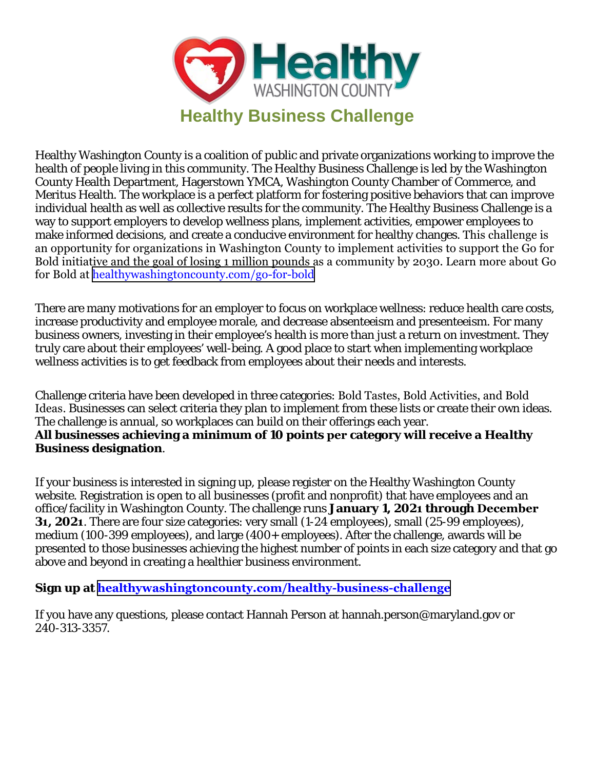# Healthy Washington County

## Healthy Business Challenge

Healthy Washington County is a coalition of public and private organizations working to improve the health of people living in this community. The Healthy Business Challenge is led by the Washington County Health Department, Hagerstown YMCA, Washington County Chamber of Commerce, and Meritus Health. The workplace is a perfect platform for fostering positive behaviors that can improve individual health as well as collective results for the community. The Healthy Business Challenge is a way to support employers to develop wellness plans, implement activities, empower employees to make informed decisions, and create a conducive environment for healthy changes. This challenge is an opportunity for organizations in Washington County to implement activities to support the Go for Bold initiative and the goal of losing 1 million pounds as a community by 2030. Learn more about Go for Bold at healthywashingtoncounty.com/go-for-bold

There are many motivations for an employer to focus on workplace wellness: reduce health care costs, increase productivity and employee morale, and decrease absenteeism and presenteeism. For many business owners, investing in their employee's health is more than just a return on investment. They truly care about their employees' well-being. A good place to start when implementing workplace wellness activities is to get feedback from employees about their needs and interests.

Challenge criteria have been developed in three categories: Bold Tastes, Bold Activities, and Bold Ideas. Businesses can select criteria they plan to implement from these lists or create their own ideas. The challenge is annual, so workplaces can build on their offerings each year.
**All businesses achieving a minimum of 10 points per category will receive a *Healthy Business* designation**.

If your business is interested in signing up, please register on the Healthy Washington County website. Registration is open to all businesses (profit and nonprofit) that have employees and an office/facility in Washington County. The challenge runs **January 1, 2021 through December 31, 2021**. There are four size categories: very small (1-24 employees), small (25-99 employees), medium (100-399 employees), and large (400+ employees). After the challenge, awards will be presented to those businesses achieving the highest number of points in each size category and that go above and beyond in creating a healthier business environment.

**Sign up at healthywashingtoncounty.com/healthy-business-challenge**

If you have any questions, please contact Hannah Person at hannah.person@maryland.gov or 240-313-3357.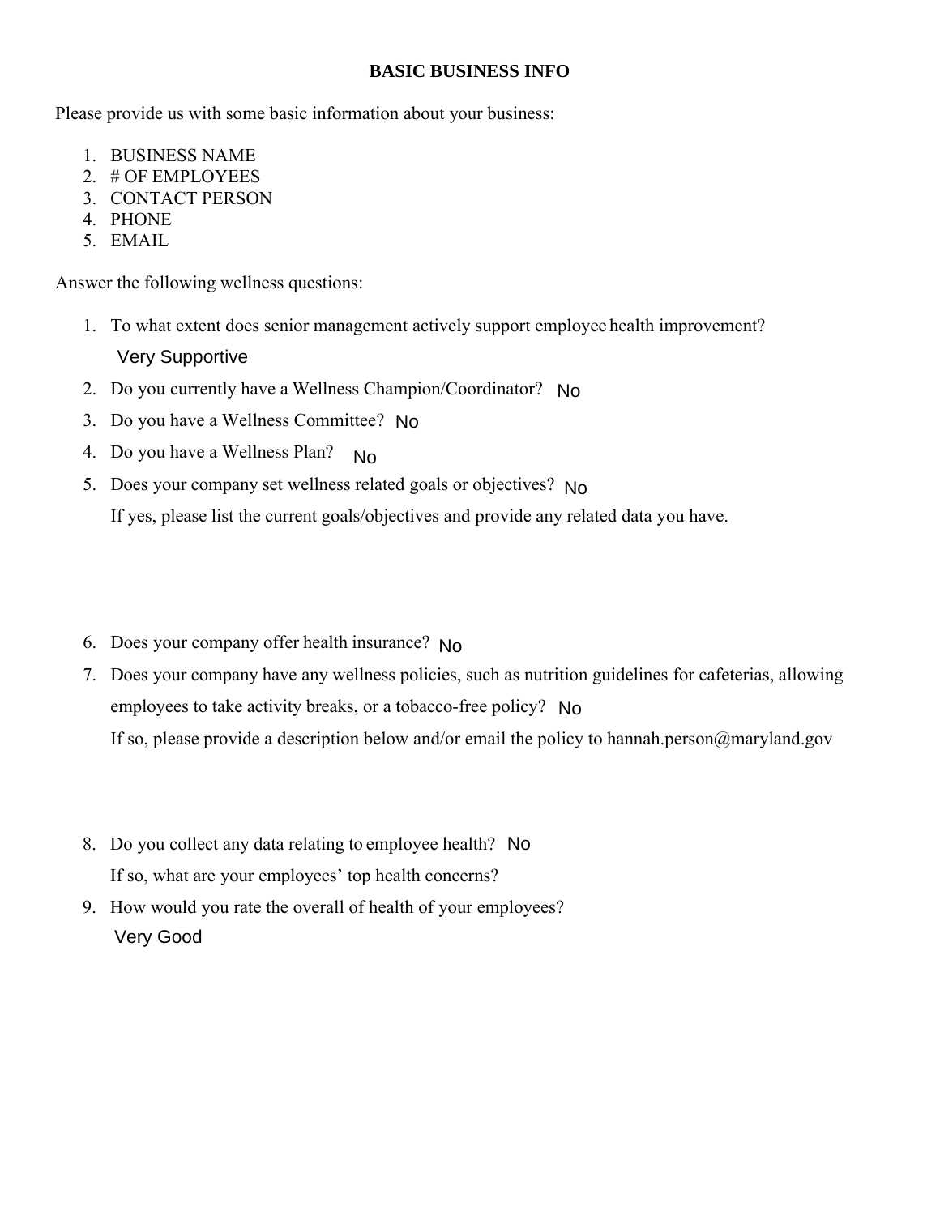## BASIC BUSINESS INFO

Please provide us with some basic information about your business:

1. BUSINESS NAME
2. # OF EMPLOYEES
3. CONTACT PERSON
4. PHONE
5. EMAIL

Answer the following wellness questions:

1. To what extent does senior management actively support employee health improvement?
   Very Supportive
2. Do you currently have a Wellness Champion/Coordinator? No
3. Do you have a Wellness Committee? No
4. Do you have a Wellness Plan? No
5. Does your company set wellness related goals or objectives? No
   If yes, please list the current goals/objectives and provide any related data you have.
6. Does your company offer health insurance? No
7. Does your company have any wellness policies, such as nutrition guidelines for cafeterias, allowing employees to take activity breaks, or a tobacco-free policy? No
   If so, please provide a description below and/or email the policy to hannah.person@maryland.gov
8. Do you collect any data relating to employee health? No
   If so, what are your employees' top health concerns?
9. How would you rate the overall of health of your employees?
   Very Good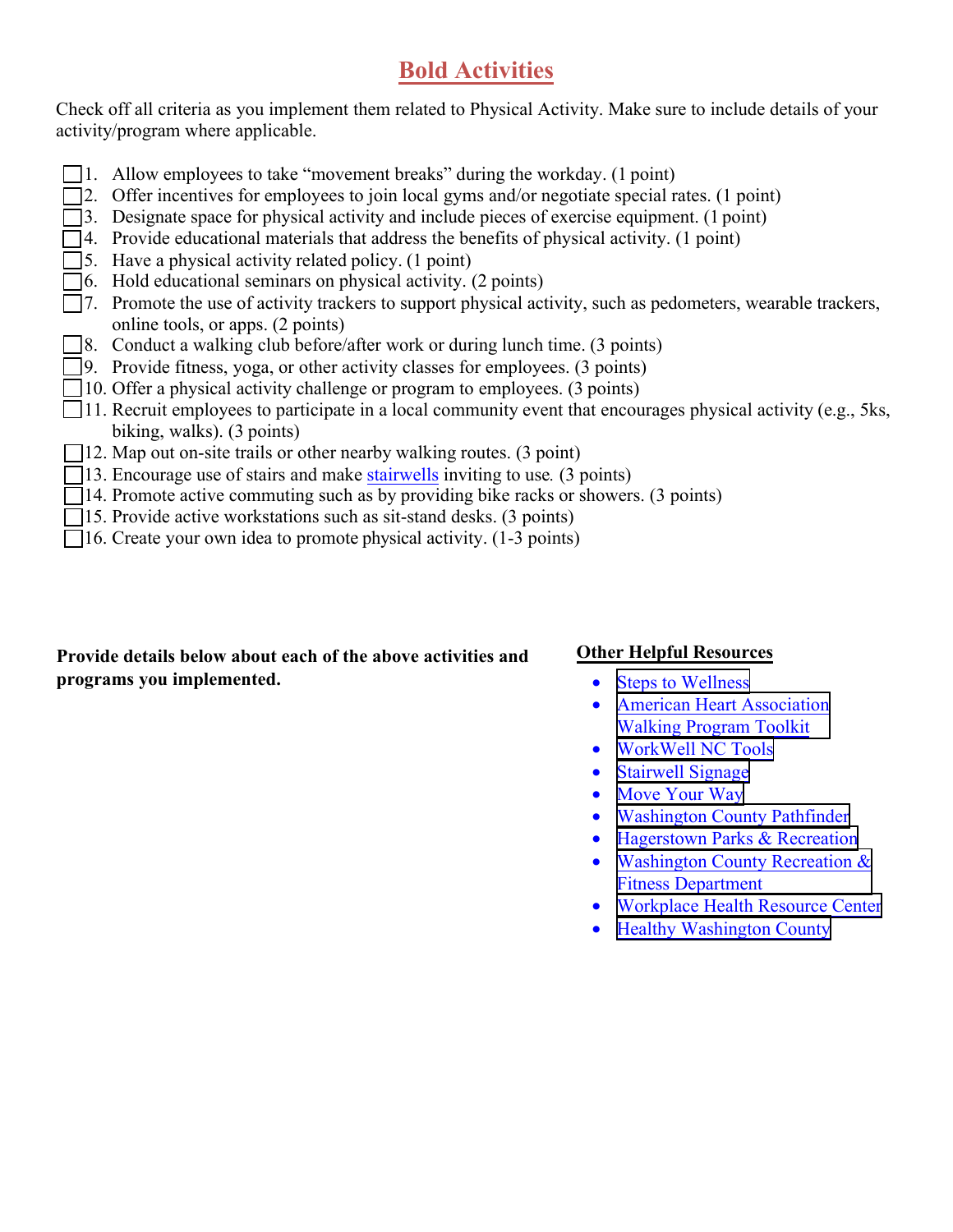# Bold Activities

Check off all criteria as you implement them related to Physical Activity. Make sure to include details of your activity/program where applicable.

- ☐ 1. Allow employees to take "movement breaks" during the workday. (1 point)
- ☐ 2. Offer incentives for employees to join local gyms and/or negotiate special rates. (1 point)
- ☐ 3. Designate space for physical activity and include pieces of exercise equipment. (1 point)
- ☐ 4. Provide educational materials that address the benefits of physical activity. (1 point)
- ☐ 5. Have a physical activity related policy. (1 point)
- ☐ 6. Hold educational seminars on physical activity. (2 points)
- ☐ 7. Promote the use of activity trackers to support physical activity, such as pedometers, wearable trackers, online tools, or apps. (2 points)
- ☐ 8. Conduct a walking club before/after work or during lunch time. (3 points)
- ☐ 9. Provide fitness, yoga, or other activity classes for employees. (3 points)
- ☐ 10. Offer a physical activity challenge or program to employees. (3 points)
- ☐ 11. Recruit employees to participate in a local community event that encourages physical activity (e.g., 5ks, biking, walks). (3 points)
- ☐ 12. Map out on-site trails or other nearby walking routes. (3 point)
- ☐ 13. Encourage use of stairs and make stairwells inviting to use. (3 points)
- ☐ 14. Promote active commuting such as by providing bike racks or showers. (3 points)
- ☐ 15. Provide active workstations such as sit-stand desks. (3 points)
- ☐ 16. Create your own idea to promote physical activity. (1-3 points)

**Provide details below about each of the above activities and programs you implemented.**

**Other Helpful Resources**

- Steps to Wellness
- American Heart Association Walking Program Toolkit
- WorkWell NC Tools
- Stairwell Signage
- Move Your Way
- Washington County Pathfinder
- Hagerstown Parks & Recreation
- Washington County Recreation & Fitness Department
- Workplace Health Resource Center
- Healthy Washington County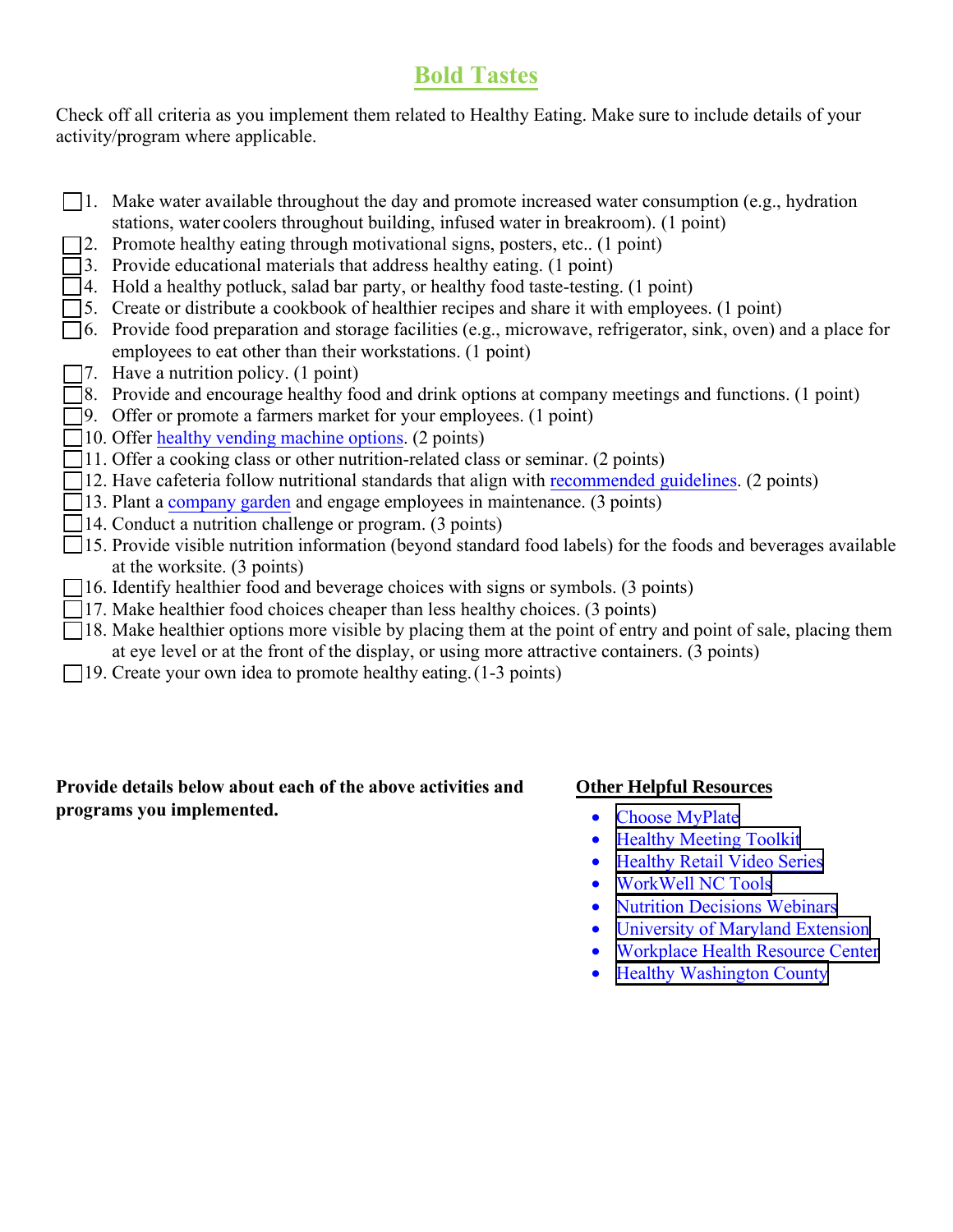# Bold Tastes

Check off all criteria as you implement them related to Healthy Eating. Make sure to include details of your activity/program where applicable.

- [ ] 1. Make water available throughout the day and promote increased water consumption (e.g., hydration stations, water coolers throughout building, infused water in breakroom). (1 point)
- [ ] 2. Promote healthy eating through motivational signs, posters, etc.. (1 point)
- [ ] 3. Provide educational materials that address healthy eating. (1 point)
- [ ] 4. Hold a healthy potluck, salad bar party, or healthy food taste-testing. (1 point)
- [ ] 5. Create or distribute a cookbook of healthier recipes and share it with employees. (1 point)
- [ ] 6. Provide food preparation and storage facilities (e.g., microwave, refrigerator, sink, oven) and a place for employees to eat other than their workstations. (1 point)
- [ ] 7. Have a nutrition policy. (1 point)
- [ ] 8. Provide and encourage healthy food and drink options at company meetings and functions. (1 point)
- [ ] 9. Offer or promote a farmers market for your employees. (1 point)
- [ ] 10. Offer healthy vending machine options. (2 points)
- [ ] 11. Offer a cooking class or other nutrition-related class or seminar. (2 points)
- [ ] 12. Have cafeteria follow nutritional standards that align with recommended guidelines. (2 points)
- [ ] 13. Plant a company garden and engage employees in maintenance. (3 points)
- [ ] 14. Conduct a nutrition challenge or program. (3 points)
- [ ] 15. Provide visible nutrition information (beyond standard food labels) for the foods and beverages available at the worksite. (3 points)
- [ ] 16. Identify healthier food and beverage choices with signs or symbols. (3 points)
- [ ] 17. Make healthier food choices cheaper than less healthy choices. (3 points)
- [ ] 18. Make healthier options more visible by placing them at the point of entry and point of sale, placing them at eye level or at the front of the display, or using more attractive containers. (3 points)
- [ ] 19. Create your own idea to promote healthy eating. (1-3 points)

**Provide details below about each of the above activities and programs you implemented.**

**Other Helpful Resources**

- Choose MyPlate
- Healthy Meeting Toolkit
- Healthy Retail Video Series
- WorkWell NC Tools
- Nutrition Decisions Webinars
- University of Maryland Extension
- Workplace Health Resource Center
- Healthy Washington County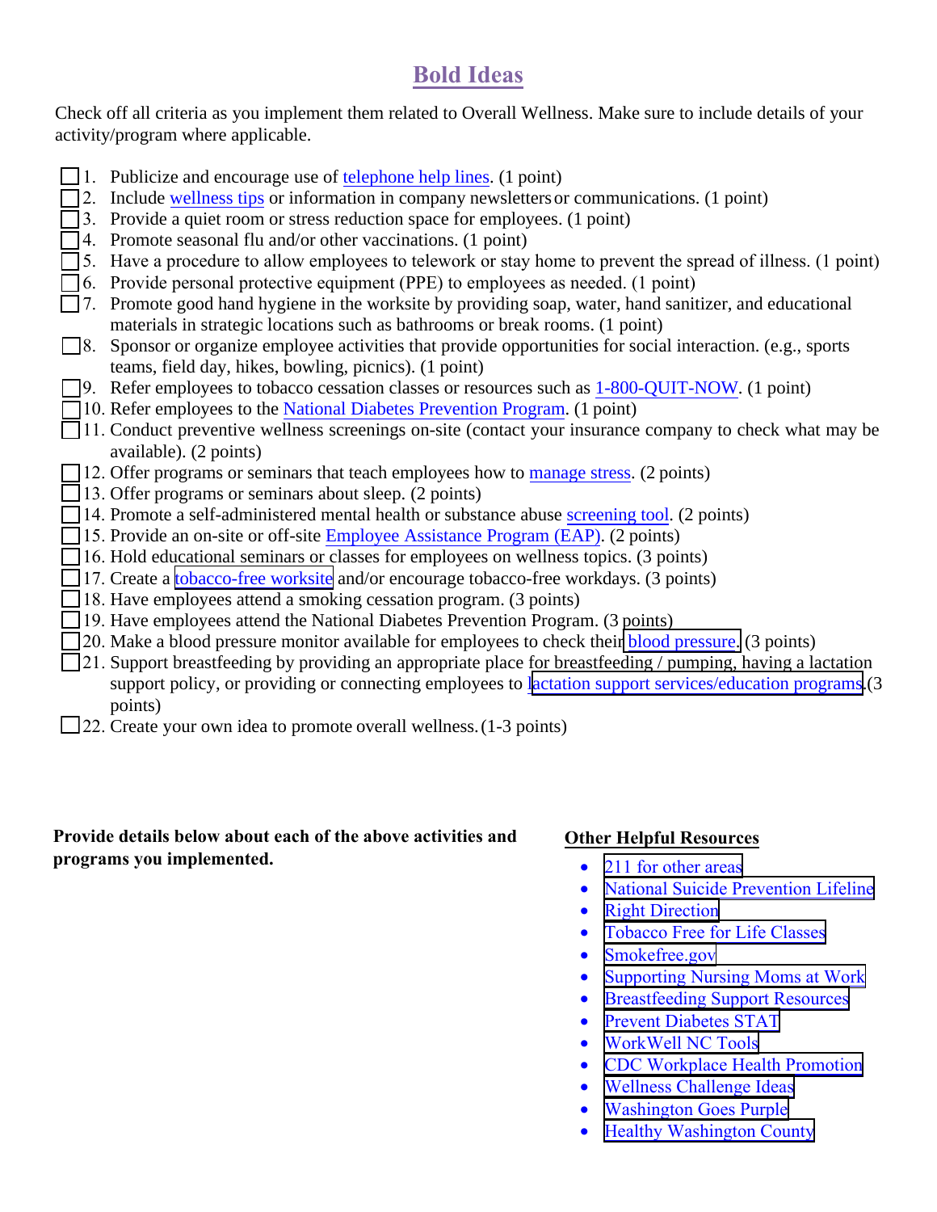# Bold Ideas

Check off all criteria as you implement them related to Overall Wellness. Make sure to include details of your activity/program where applicable.

- ☐ 1. Publicize and encourage use of telephone help lines. (1 point)
- ☐ 2. Include wellness tips or information in company newsletters or communications. (1 point)
- ☐ 3. Provide a quiet room or stress reduction space for employees. (1 point)
- ☐ 4. Promote seasonal flu and/or other vaccinations. (1 point)
- ☐ 5. Have a procedure to allow employees to telework or stay home to prevent the spread of illness. (1 point)
- ☐ 6. Provide personal protective equipment (PPE) to employees as needed. (1 point)
- ☐ 7. Promote good hand hygiene in the worksite by providing soap, water, hand sanitizer, and educational materials in strategic locations such as bathrooms or break rooms. (1 point)
- ☐ 8. Sponsor or organize employee activities that provide opportunities for social interaction. (e.g., sports teams, field day, hikes, bowling, picnics). (1 point)
- ☐ 9. Refer employees to tobacco cessation classes or resources such as 1-800-QUIT-NOW. (1 point)
- ☐ 10. Refer employees to the National Diabetes Prevention Program. (1 point)
- ☐ 11. Conduct preventive wellness screenings on-site (contact your insurance company to check what may be available). (2 points)
- ☐ 12. Offer programs or seminars that teach employees how to manage stress. (2 points)
- ☐ 13. Offer programs or seminars about sleep. (2 points)
- ☐ 14. Promote a self-administered mental health or substance abuse screening tool. (2 points)
- ☐ 15. Provide an on-site or off-site Employee Assistance Program (EAP). (2 points)
- ☐ 16. Hold educational seminars or classes for employees on wellness topics. (3 points)
- ☐ 17. Create a tobacco-free worksite and/or encourage tobacco-free workdays. (3 points)
- ☐ 18. Have employees attend a smoking cessation program. (3 points)
- ☐ 19. Have employees attend the National Diabetes Prevention Program. (3 points)
- ☐ 20. Make a blood pressure monitor available for employees to check their blood pressure. (3 points)
- ☐ 21. Support breastfeeding by providing an appropriate place for breastfeeding / pumping, having a lactation support policy, or providing or connecting employees to lactation support services/education programs. (3 points)
- ☐ 22. Create your own idea to promote overall wellness. (1-3 points)

**Provide details below about each of the above activities and programs you implemented.**

**Other Helpful Resources**

- 211 for other areas
- National Suicide Prevention Lifeline
- Right Direction
- Tobacco Free for Life Classes
- Smokefree.gov
- Supporting Nursing Moms at Work
- Breastfeeding Support Resources
- Prevent Diabetes STAT
- WorkWell NC Tools
- CDC Workplace Health Promotion
- Wellness Challenge Ideas
- Washington Goes Purple
- Healthy Washington County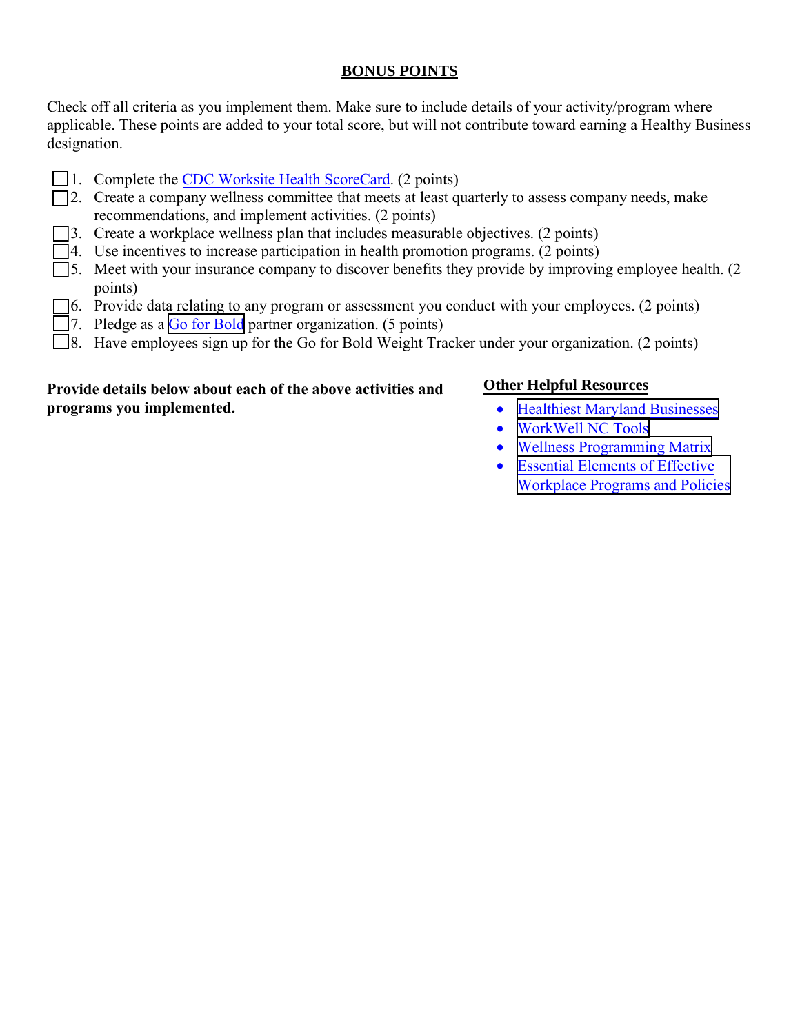## BONUS POINTS

Check off all criteria as you implement them. Make sure to include details of your activity/program where applicable. These points are added to your total score, but will not contribute toward earning a Healthy Business designation.

- ☐ 1. Complete the CDC Worksite Health ScoreCard. (2 points)
- ☐ 2. Create a company wellness committee that meets at least quarterly to assess company needs, make recommendations, and implement activities. (2 points)
- ☐ 3. Create a workplace wellness plan that includes measurable objectives. (2 points)
- ☐ 4. Use incentives to increase participation in health promotion programs. (2 points)
- ☐ 5. Meet with your insurance company to discover benefits they provide by improving employee health. (2 points)
- ☐ 6. Provide data relating to any program or assessment you conduct with your employees. (2 points)
- ☐ 7. Pledge as a Go for Bold partner organization. (5 points)
- ☐ 8. Have employees sign up for the Go for Bold Weight Tracker under your organization. (2 points)

**Provide details below about each of the above activities and programs you implemented.**

### Other Helpful Resources

- Healthiest Maryland Businesses
- WorkWell NC Tools
- Wellness Programming Matrix
- Essential Elements of Effective Workplace Programs and Policies